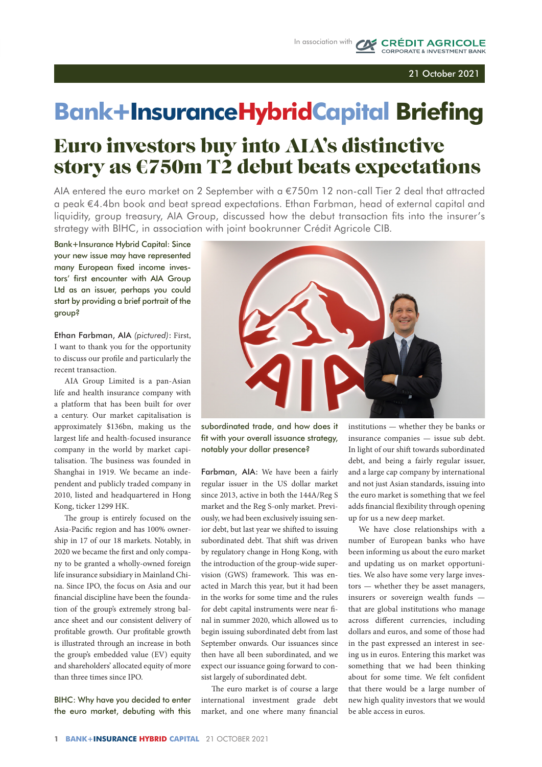In association with CRÉDIT AGRICOLE CORPORATE & INVESTMENT BANK

21 October 2021

# Bank+InsuranceHybridCapital Briefing

## Euro investors buy into AIA's distinctive story as €750m T2 debut beats expectations

AIA entered the euro market on 2 September with a €750m 12 non-call Tier 2 deal that attracted a peak €4.4bn book and beat spread expectations. Ethan Farbman, head of external capital and liquidity, group treasury, AIA Group, discussed how the debut transaction fits into the insurer's strategy with BIHC, in association with joint bookrunner Crédit Agricole CIB.

**Bank+Insurance Hybrid Capital: Since your new issue may have represented many European fixed income investors' first encounter with AIA Group Ltd as an issuer, perhaps you could start by providing a brief portrait of the group?**

**Ethan Farbman, AIA** *(pictured)*: First, I want to thank you for the opportunity to discuss our profile and particularly the recent transaction.

AIA Group Limited is a pan-Asian life and health insurance company with a platform that has been built for over a century. Our market capitalisation is approximately $136bn, making us the largest life and health-focused insurance company in the world by market capitalisation. The business was founded in Shanghai in 1919. We became an independent and publicly traded company in 2010, listed and headquartered in Hong Kong, ticker 1299 HK.

The group is entirely focused on the Asia-Pacific region and has 100% ownership in 17 of our 18 markets. Notably, in 2020 we became the first and only company to be granted a wholly-owned foreign life insurance subsidiary in Mainland China. Since IPO, the focus on Asia and our financial discipline have been the foundation of the group's extremely strong balance sheet and our consistent delivery of profitable growth. Our profitable growth is illustrated through an increase in both the group's embedded value (EV) equity and shareholders' allocated equity of more than three times since IPO.

**BIHC: Why have you decided to enter the euro market, debuting with this subordinated trade, and how does it fit with your overall issuance strategy, notably your dollar presence?**

**Farbman, AIA**: We have been a fairly regular issuer in the US dollar market since 2013, active in both the 144A/Reg S market and the Reg S-only market. Previously, we had been exclusively issuing senior debt, but last year we shifted to issuing subordinated debt. That shift was driven by regulatory change in Hong Kong, with the introduction of the group-wide supervision (GWS) framework. This was enacted in March this year, but it had been in the works for some time and the rules for debt capital instruments were near final in summer 2020, which allowed us to begin issuing subordinated debt from last September onwards. Our issuances since then have all been subordinated, and we expect our issuance going forward to consist largely of subordinated debt.

The euro market is of course a large international investment grade debt market, and one where many financial institutions — whether they be banks or insurance companies — issue sub debt. In light of our shift towards subordinated debt, and being a fairly regular issuer, and a large cap company by international and not just Asian standards, issuing into the euro market is something that we feel adds financial flexibility through opening up for us a new deep market.

We have close relationships with a number of European banks who have been informing us about the euro market and updating us on market opportunities. We also have some very large investors — whether they be asset managers, insurers or sovereign wealth funds — that are global institutions who manage across different currencies, including dollars and euros, and some of those had in the past expressed an interest in seeing us in euros. Entering this market was something that we had been thinking about for some time. We felt confident that there would be a large number of new high quality investors that we would be able access in euros.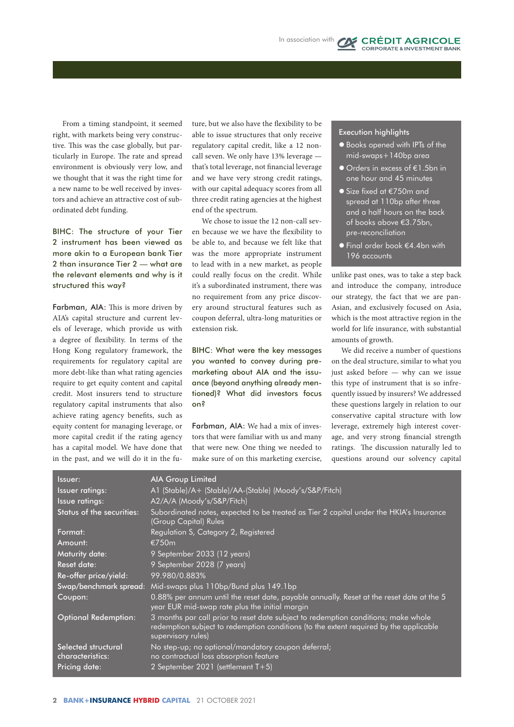From a timing standpoint, it seemed right, with markets being very constructive. This was the case globally, but particularly in Europe. The rate and spread environment is obviously very low, and we thought that it was the right time for a new name to be well received by investors and achieve an attractive cost of subordinated debt funding.

**BIHC: The structure of your Tier 2 instrument has been viewed as more akin to a European bank Tier 2 than insurance Tier 2 — what are the relevant elements and why is it structured this way?**

**Farbman, AIA:** This is more driven by AIA's capital structure and current levels of leverage, which provide us with a degree of flexibility. In terms of the Hong Kong regulatory framework, the requirements for regulatory capital are more debt-like than what rating agencies require to get equity content and capital credit. Most insurers tend to structure regulatory capital instruments that also achieve rating agency benefits, such as equity content for managing leverage, or more capital credit if the rating agency has a capital model. We have done that in the past, and we will do it in the future, but we also have the flexibility to be able to issue structures that only receive regulatory capital credit, like a 12 non-call seven. We only have 13% leverage — that's total leverage, not financial leverage and we have very strong credit ratings, with our capital adequacy scores from all three credit rating agencies at the highest end of the spectrum.

We chose to issue the 12 non-call seven because we we have the flexibility to be able to, and because we felt like that was the more appropriate instrument to lead with in a new market, as people could really focus on the credit. While it's a subordinated instrument, there was no requirement from any price discovery around structural features such as coupon deferral, ultra-long maturities or extension risk.

**BIHC: What were the key messages you wanted to convey during pre-marketing about AIA and the issuance (beyond anything already mentioned)? What did investors focus on?**

**Farbman, AIA:** We had a mix of investors that were familiar with us and many that were new. One thing we needed to make sure of on this marketing exercise, unlike past ones, was to take a step back and introduce the company, introduce our strategy, the fact that we are pan-Asian, and exclusively focused on Asia, which is the most attractive region in the world for life insurance, with substantial amounts of growth.

We did receive a number of questions on the deal structure, similar to what you just asked before — why can we issue this type of instrument that is so infrequently issued by insurers? We addressed these questions largely in relation to our conservative capital structure with low leverage, extremely high interest coverage, and very strong financial strength ratings. The discussion naturally led to questions around our solvency capital

### Execution highlights

- Books opened with IPTs of the mid-swaps+140bp area
- Orders in excess of €1.5bn in one hour and 45 minutes
- Size fixed at €750m and spread at 110bp after three and a half hours on the back of books above €3.75bn, pre-reconciliation
- Final order book €4.4bn with 196 accounts

| | |
|---|---|
| Issuer: | AIA Group Limited |
| Issuer ratings: | A1 (Stable)/A+ (Stable)/AA-(Stable) (Moody's/S&P/Fitch) |
| Issue ratings: | A2/A/A (Moody's/S&P/Fitch) |
| Status of the securities: | Subordinated notes, expected to be treated as Tier 2 capital under the HKIA's Insurance (Group Capital) Rules |
| Format: | Regulation S, Category 2, Registered |
| Amount: | €750m |
| Maturity date: | 9 September 2033 (12 years) |
| Reset date: | 9 September 2028 (7 years) |
| Re-offer price/yield: | 99.980/0.883% |
| Swap/benchmark spread: | Mid-swaps plus 110bp/Bund plus 149.1bp |
| Coupon: | 0.88% per annum until the reset date, payable annually. Reset at the reset date at the 5 year EUR mid-swap rate plus the initial margin |
| Optional Redemption: | 3 months par call prior to reset date subject to redemption conditions; make whole redemption subject to redemption conditions (to the extent required by the applicable supervisory rules) |
| Selected structural characteristics: | No step-up; no optional/mandatory coupon deferral; no contractual loss absorption feature |
| Pricing date: | 2 September 2021 (settlement T+5) |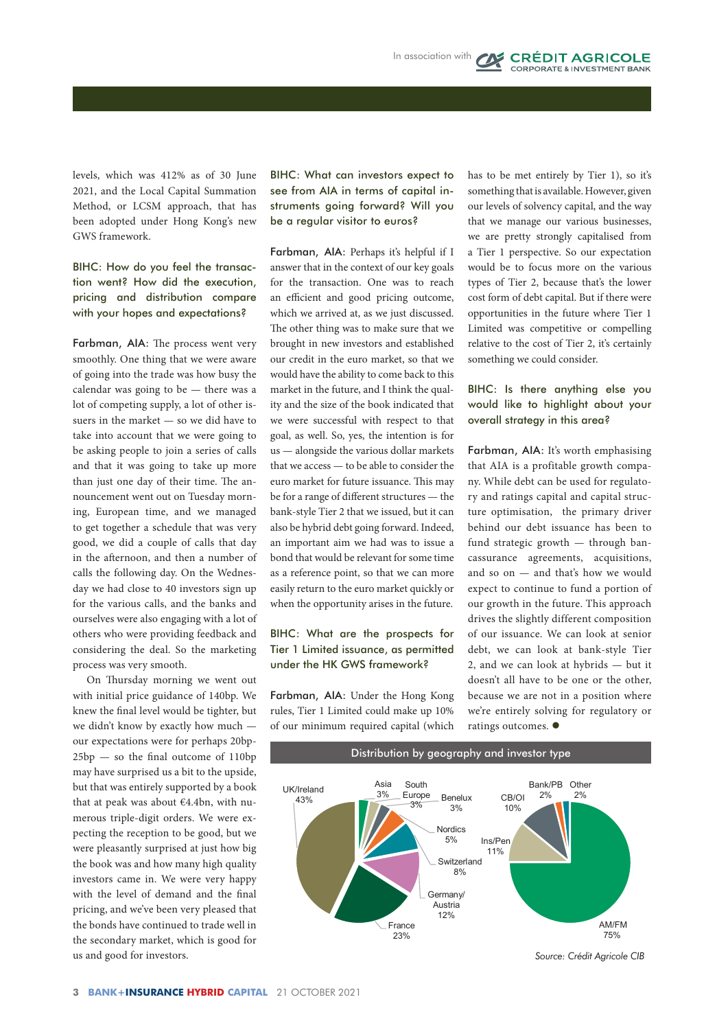levels, which was 412% as of 30 June 2021, and the Local Capital Summation Method, or LCSM approach, that has been adopted under Hong Kong's new GWS framework.

**BIHC: How do you feel the transaction went? How did the execution, pricing and distribution compare with your hopes and expectations?**

**Farbman, AIA:** The process went very smoothly. One thing that we were aware of going into the trade was how busy the calendar was going to be — there was a lot of competing supply, a lot of other issuers in the market — so we did have to take into account that we were going to be asking people to join a series of calls and that it was going to take up more than just one day of their time. The announcement went out on Tuesday morning, European time, and we managed to get together a schedule that was very good, we did a couple of calls that day in the afternoon, and then a number of calls the following day. On the Wednesday we had close to 40 investors sign up for the various calls, and the banks and ourselves were also engaging with a lot of others who were providing feedback and considering the deal. So the marketing process was very smooth.

On Thursday morning we went out with initial price guidance of 140bp. We knew the final level would be tighter, but we didn't know by exactly how much — our expectations were for perhaps 20bp-25bp — so the final outcome of 110bp may have surprised us a bit to the upside, but that was entirely supported by a book that at peak was about €4.4bn, with numerous triple-digit orders. We were expecting the reception to be good, but we were pleasantly surprised at just how big the book was and how many high quality investors came in. We were very happy with the level of demand and the final pricing, and we've been very pleased that the bonds have continued to trade well in the secondary market, which is good for us and good for investors.

**BIHC: What can investors expect to see from AIA in terms of capital instruments going forward? Will you be a regular visitor to euros?**

**Farbman, AIA:** Perhaps it's helpful if I answer that in the context of our key goals for the transaction. One was to reach an efficient and good pricing outcome, which we arrived at, as we just discussed. The other thing was to make sure that we brought in new investors and established our credit in the euro market, so that we would have the ability to come back to this market in the future, and I think the quality and the size of the book indicated that we were successful with respect to that goal, as well. So, yes, the intention is for us — alongside the various dollar markets that we access — to be able to consider the euro market for future issuance. This may be for a range of different structures — the bank-style Tier 2 that we issued, but it can also be hybrid debt going forward. Indeed, an important aim we had was to issue a bond that would be relevant for some time as a reference point, so that we can more easily return to the euro market quickly or when the opportunity arises in the future.

**BIHC: What are the prospects for Tier 1 Limited issuance, as permitted under the HK GWS framework?**

**Farbman, AIA:** Under the Hong Kong rules, Tier 1 Limited could make up 10% of our minimum required capital (which has to be met entirely by Tier 1), so it's something that is available. However, given our levels of solvency capital, and the way that we manage our various businesses, we are pretty strongly capitalised from a Tier 1 perspective. So our expectation would be to focus more on the various types of Tier 2, because that's the lower cost form of debt capital. But if there were opportunities in the future where Tier 1 Limited was competitive or compelling relative to the cost of Tier 2, it's certainly something we could consider.

**BIHC: Is there anything else you would like to highlight about your overall strategy in this area?**

**Farbman, AIA:** It's worth emphasising that AIA is a profitable growth company. While debt can be used for regulatory and ratings capital and capital structure optimisation, the primary driver behind our debt issuance has been to fund strategic growth — through bancassurance agreements, acquisitions, and so on — and that's how we would expect to continue to fund a portion of our growth in the future. This approach drives the slightly different composition of our issuance. We can look at senior debt, we can look at bank-style Tier 2, and we can look at hybrids — but it doesn't all have to be one or the other, because we are not in a position where we're entirely solving for regulatory or ratings outcomes. ●

**Distribution by geography and investor type**

| Geography | Share |
|---|---|
| UK/Ireland | 43% |
| France | 23% |
| Germany/Austria | 12% |
| Switzerland | 8% |
| Nordics | 5% |
| Benelux | 3% |
| South Europe | 3% |
| Asia | 3% |

| Investor type | Share |
|---|---|
| AM/FM | 75% |
| Ins/Pen | 11% |
| CB/OI | 10% |
| Bank/PB | 2% |
| Other | 2% |

*Source: Crédit Agricole CIB*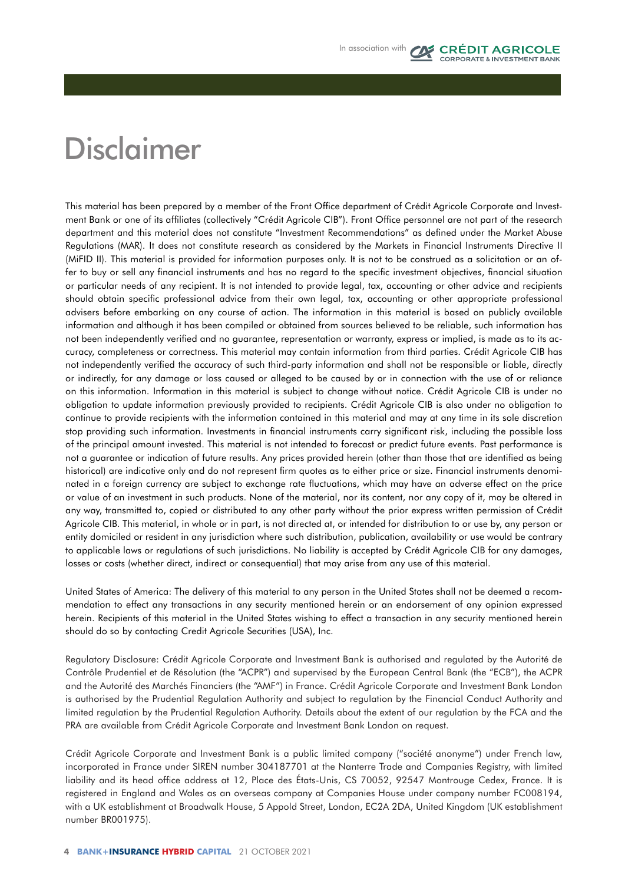# Disclaimer

This material has been prepared by a member of the Front Office department of Crédit Agricole Corporate and Investment Bank or one of its affiliates (collectively "Crédit Agricole CIB"). Front Office personnel are not part of the research department and this material does not constitute "Investment Recommendations" as defined under the Market Abuse Regulations (MAR). It does not constitute research as considered by the Markets in Financial Instruments Directive II (MiFID II). This material is provided for information purposes only. It is not to be construed as a solicitation or an offer to buy or sell any financial instruments and has no regard to the specific investment objectives, financial situation or particular needs of any recipient. It is not intended to provide legal, tax, accounting or other advice and recipients should obtain specific professional advice from their own legal, tax, accounting or other appropriate professional advisers before embarking on any course of action. The information in this material is based on publicly available information and although it has been compiled or obtained from sources believed to be reliable, such information has not been independently verified and no guarantee, representation or warranty, express or implied, is made as to its accuracy, completeness or correctness. This material may contain information from third parties. Crédit Agricole CIB has not independently verified the accuracy of such third-party information and shall not be responsible or liable, directly or indirectly, for any damage or loss caused or alleged to be caused by or in connection with the use of or reliance on this information. Information in this material is subject to change without notice. Crédit Agricole CIB is under no obligation to update information previously provided to recipients. Crédit Agricole CIB is also under no obligation to continue to provide recipients with the information contained in this material and may at any time in its sole discretion stop providing such information. Investments in financial instruments carry significant risk, including the possible loss of the principal amount invested. This material is not intended to forecast or predict future events. Past performance is not a guarantee or indication of future results. Any prices provided herein (other than those that are identified as being historical) are indicative only and do not represent firm quotes as to either price or size. Financial instruments denominated in a foreign currency are subject to exchange rate fluctuations, which may have an adverse effect on the price or value of an investment in such products. None of the material, nor its content, nor any copy of it, may be altered in any way, transmitted to, copied or distributed to any other party without the prior express written permission of Crédit Agricole CIB. This material, in whole or in part, is not directed at, or intended for distribution to or use by, any person or entity domiciled or resident in any jurisdiction where such distribution, publication, availability or use would be contrary to applicable laws or regulations of such jurisdictions. No liability is accepted by Crédit Agricole CIB for any damages, losses or costs (whether direct, indirect or consequential) that may arise from any use of this material.

United States of America: The delivery of this material to any person in the United States shall not be deemed a recommendation to effect any transactions in any security mentioned herein or an endorsement of any opinion expressed herein. Recipients of this material in the United States wishing to effect a transaction in any security mentioned herein should do so by contacting Credit Agricole Securities (USA), Inc.

Regulatory Disclosure: Crédit Agricole Corporate and Investment Bank is authorised and regulated by the Autorité de Contrôle Prudentiel et de Résolution (the "ACPR") and supervised by the European Central Bank (the "ECB"), the ACPR and the Autorité des Marchés Financiers (the "AMF") in France. Crédit Agricole Corporate and Investment Bank London is authorised by the Prudential Regulation Authority and subject to regulation by the Financial Conduct Authority and limited regulation by the Prudential Regulation Authority. Details about the extent of our regulation by the FCA and the PRA are available from Crédit Agricole Corporate and Investment Bank London on request.

Crédit Agricole Corporate and Investment Bank is a public limited company ("société anonyme") under French law, incorporated in France under SIREN number 304187701 at the Nanterre Trade and Companies Registry, with limited liability and its head office address at 12, Place des États-Unis, CS 70052, 92547 Montrouge Cedex, France. It is registered in England and Wales as an overseas company at Companies House under company number FC008194, with a UK establishment at Broadwalk House, 5 Appold Street, London, EC2A 2DA, United Kingdom (UK establishment number BR001975).